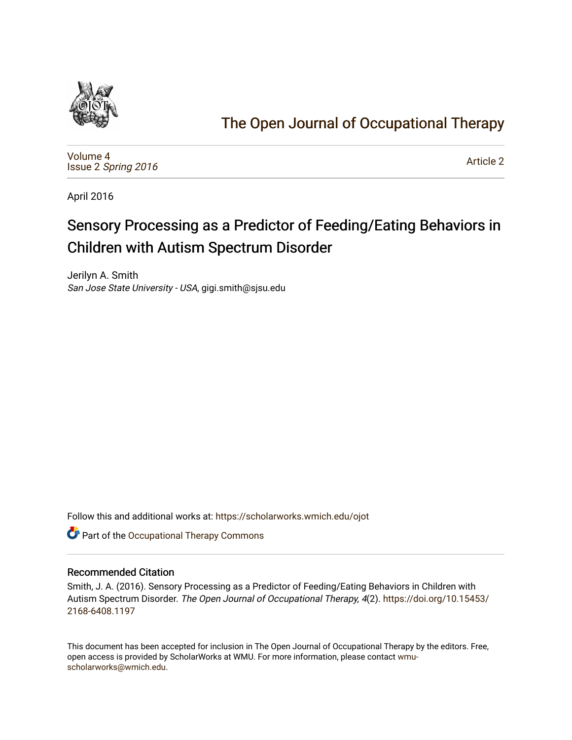# The Open Journal of Occupational Therapy

Volume 4
Issue 2 *Spring 2016*

Article 2

April 2016

## Sensory Processing as a Predictor of Feeding/Eating Behaviors in Children with Autism Spectrum Disorder

Jerilyn A. Smith
*San Jose State University - USA*, gigi.smith@sjsu.edu

Follow this and additional works at: https://scholarworks.wmich.edu/ojot

Part of the Occupational Therapy Commons

### Recommended Citation

Smith, J. A. (2016). Sensory Processing as a Predictor of Feeding/Eating Behaviors in Children with Autism Spectrum Disorder. *The Open Journal of Occupational Therapy, 4*(2). https://doi.org/10.15453/2168-6408.1197

This document has been accepted for inclusion in The Open Journal of Occupational Therapy by the editors. Free, open access is provided by ScholarWorks at WMU. For more information, please contact wmu-scholarworks@wmich.edu.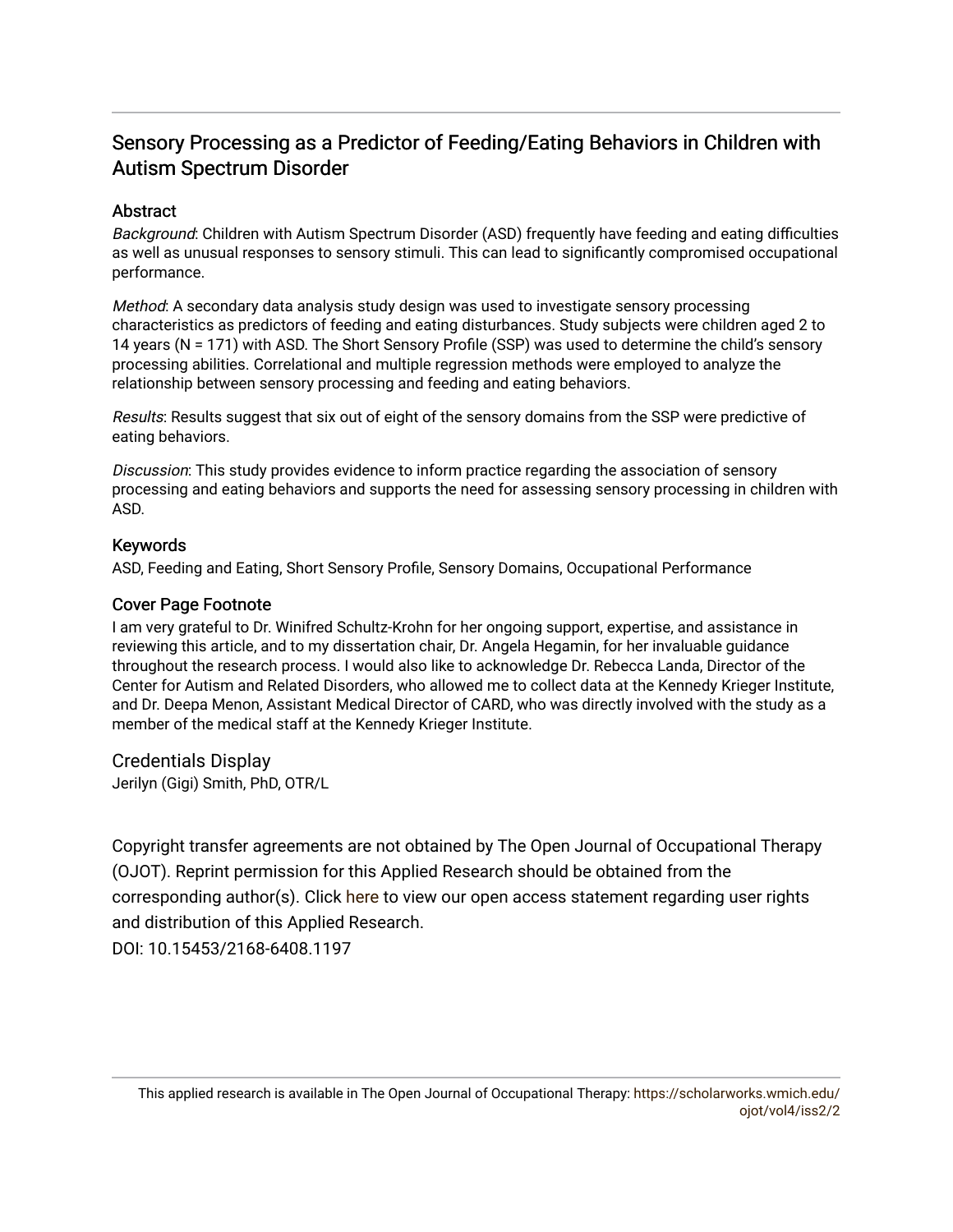# Sensory Processing as a Predictor of Feeding/Eating Behaviors in Children with Autism Spectrum Disorder

## Abstract

*Background*: Children with Autism Spectrum Disorder (ASD) frequently have feeding and eating difficulties as well as unusual responses to sensory stimuli. This can lead to significantly compromised occupational performance.

*Method*: A secondary data analysis study design was used to investigate sensory processing characteristics as predictors of feeding and eating disturbances. Study subjects were children aged 2 to 14 years (N = 171) with ASD. The Short Sensory Profile (SSP) was used to determine the child's sensory processing abilities. Correlational and multiple regression methods were employed to analyze the relationship between sensory processing and feeding and eating behaviors.

*Results*: Results suggest that six out of eight of the sensory domains from the SSP were predictive of eating behaviors.

*Discussion*: This study provides evidence to inform practice regarding the association of sensory processing and eating behaviors and supports the need for assessing sensory processing in children with ASD.

## Keywords

ASD, Feeding and Eating, Short Sensory Profile, Sensory Domains, Occupational Performance

## Cover Page Footnote

I am very grateful to Dr. Winifred Schultz-Krohn for her ongoing support, expertise, and assistance in reviewing this article, and to my dissertation chair, Dr. Angela Hegamin, for her invaluable guidance throughout the research process. I would also like to acknowledge Dr. Rebecca Landa, Director of the Center for Autism and Related Disorders, who allowed me to collect data at the Kennedy Krieger Institute, and Dr. Deepa Menon, Assistant Medical Director of CARD, who was directly involved with the study as a member of the medical staff at the Kennedy Krieger Institute.

## Credentials Display

Jerilyn (Gigi) Smith, PhD, OTR/L

Copyright transfer agreements are not obtained by The Open Journal of Occupational Therapy (OJOT). Reprint permission for this Applied Research should be obtained from the corresponding author(s). Click here to view our open access statement regarding user rights and distribution of this Applied Research.

DOI: 10.15453/2168-6408.1197

This applied research is available in The Open Journal of Occupational Therapy: https://scholarworks.wmich.edu/ojot/vol4/iss2/2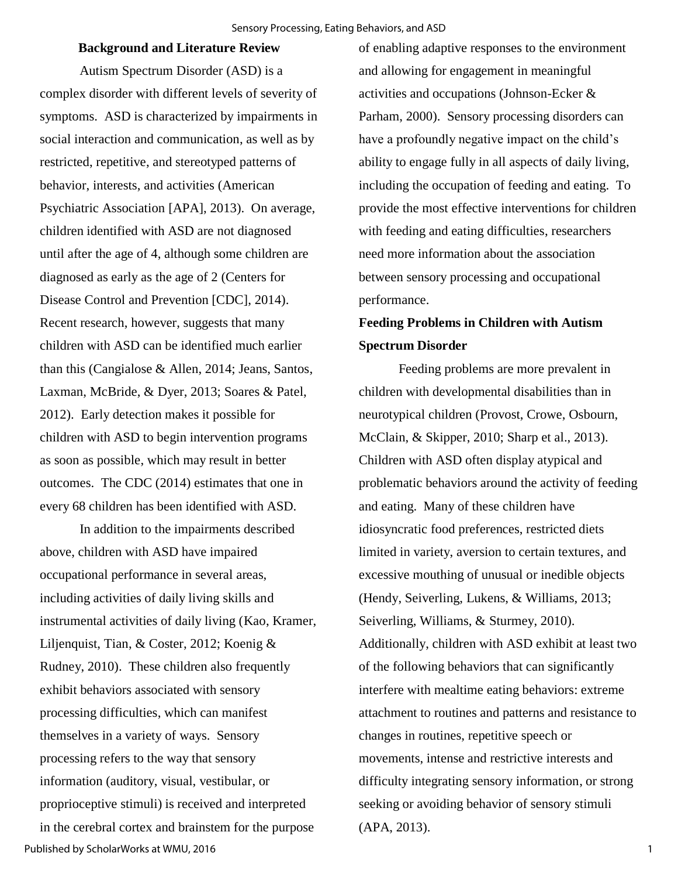## Background and Literature Review

Autism Spectrum Disorder (ASD) is a complex disorder with different levels of severity of symptoms. ASD is characterized by impairments in social interaction and communication, as well as by restricted, repetitive, and stereotyped patterns of behavior, interests, and activities (American Psychiatric Association [APA], 2013). On average, children identified with ASD are not diagnosed until after the age of 4, although some children are diagnosed as early as the age of 2 (Centers for Disease Control and Prevention [CDC], 2014). Recent research, however, suggests that many children with ASD can be identified much earlier than this (Cangialose & Allen, 2014; Jeans, Santos, Laxman, McBride, & Dyer, 2013; Soares & Patel, 2012). Early detection makes it possible for children with ASD to begin intervention programs as soon as possible, which may result in better outcomes. The CDC (2014) estimates that one in every 68 children has been identified with ASD.

In addition to the impairments described above, children with ASD have impaired occupational performance in several areas, including activities of daily living skills and instrumental activities of daily living (Kao, Kramer, Liljenquist, Tian, & Coster, 2012; Koenig & Rudney, 2010). These children also frequently exhibit behaviors associated with sensory processing difficulties, which can manifest themselves in a variety of ways. Sensory processing refers to the way that sensory information (auditory, visual, vestibular, or proprioceptive stimuli) is received and interpreted in the cerebral cortex and brainstem for the purpose of enabling adaptive responses to the environment and allowing for engagement in meaningful activities and occupations (Johnson-Ecker & Parham, 2000). Sensory processing disorders can have a profoundly negative impact on the child's ability to engage fully in all aspects of daily living, including the occupation of feeding and eating. To provide the most effective interventions for children with feeding and eating difficulties, researchers need more information about the association between sensory processing and occupational performance.

### Feeding Problems in Children with Autism Spectrum Disorder

Feeding problems are more prevalent in children with developmental disabilities than in neurotypical children (Provost, Crowe, Osbourn, McClain, & Skipper, 2010; Sharp et al., 2013). Children with ASD often display atypical and problematic behaviors around the activity of feeding and eating. Many of these children have idiosyncratic food preferences, restricted diets limited in variety, aversion to certain textures, and excessive mouthing of unusual or inedible objects (Hendy, Seiverling, Lukens, & Williams, 2013; Seiverling, Williams, & Sturmey, 2010). Additionally, children with ASD exhibit at least two of the following behaviors that can significantly interfere with mealtime eating behaviors: extreme attachment to routines and patterns and resistance to changes in routines, repetitive speech or movements, intense and restrictive interests and difficulty integrating sensory information, or strong seeking or avoiding behavior of sensory stimuli (APA, 2013).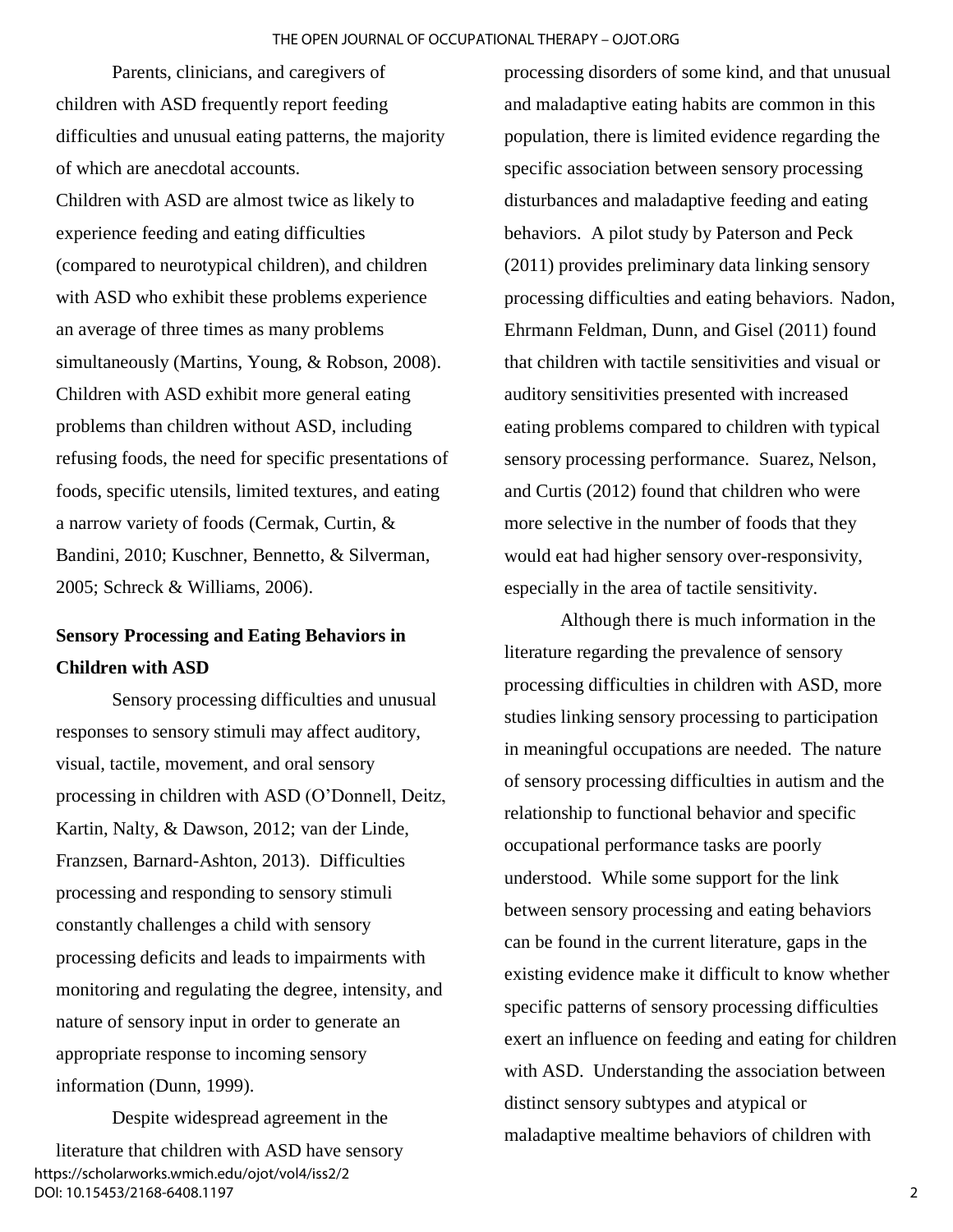Parents, clinicians, and caregivers of children with ASD frequently report feeding difficulties and unusual eating patterns, the majority of which are anecdotal accounts.

Children with ASD are almost twice as likely to experience feeding and eating difficulties (compared to neurotypical children), and children with ASD who exhibit these problems experience an average of three times as many problems simultaneously (Martins, Young, & Robson, 2008). Children with ASD exhibit more general eating problems than children without ASD, including refusing foods, the need for specific presentations of foods, specific utensils, limited textures, and eating a narrow variety of foods (Cermak, Curtin, & Bandini, 2010; Kuschner, Bennetto, & Silverman, 2005; Schreck & Williams, 2006).

## Sensory Processing and Eating Behaviors in Children with ASD

Sensory processing difficulties and unusual responses to sensory stimuli may affect auditory, visual, tactile, movement, and oral sensory processing in children with ASD (O'Donnell, Deitz, Kartin, Nalty, & Dawson, 2012; van der Linde, Franzsen, Barnard-Ashton, 2013). Difficulties processing and responding to sensory stimuli constantly challenges a child with sensory processing deficits and leads to impairments with monitoring and regulating the degree, intensity, and nature of sensory input in order to generate an appropriate response to incoming sensory information (Dunn, 1999).

Despite widespread agreement in the literature that children with ASD have sensory processing disorders of some kind, and that unusual and maladaptive eating habits are common in this population, there is limited evidence regarding the specific association between sensory processing disturbances and maladaptive feeding and eating behaviors. A pilot study by Paterson and Peck (2011) provides preliminary data linking sensory processing difficulties and eating behaviors. Nadon, Ehrmann Feldman, Dunn, and Gisel (2011) found that children with tactile sensitivities and visual or auditory sensitivities presented with increased eating problems compared to children with typical sensory processing performance. Suarez, Nelson, and Curtis (2012) found that children who were more selective in the number of foods that they would eat had higher sensory over-responsivity, especially in the area of tactile sensitivity.

Although there is much information in the literature regarding the prevalence of sensory processing difficulties in children with ASD, more studies linking sensory processing to participation in meaningful occupations are needed. The nature of sensory processing difficulties in autism and the relationship to functional behavior and specific occupational performance tasks are poorly understood. While some support for the link between sensory processing and eating behaviors can be found in the current literature, gaps in the existing evidence make it difficult to know whether specific patterns of sensory processing difficulties exert an influence on feeding and eating for children with ASD. Understanding the association between distinct sensory subtypes and atypical or maladaptive mealtime behaviors of children with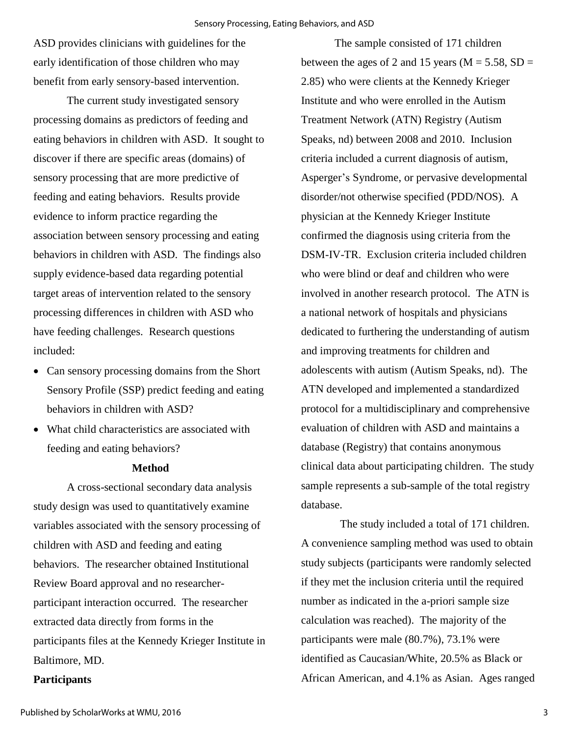ASD provides clinicians with guidelines for the early identification of those children who may benefit from early sensory-based intervention.

The current study investigated sensory processing domains as predictors of feeding and eating behaviors in children with ASD. It sought to discover if there are specific areas (domains) of sensory processing that are more predictive of feeding and eating behaviors. Results provide evidence to inform practice regarding the association between sensory processing and eating behaviors in children with ASD. The findings also supply evidence-based data regarding potential target areas of intervention related to the sensory processing differences in children with ASD who have feeding challenges. Research questions included:

- Can sensory processing domains from the Short Sensory Profile (SSP) predict feeding and eating behaviors in children with ASD?
- What child characteristics are associated with feeding and eating behaviors?

## Method

A cross-sectional secondary data analysis study design was used to quantitatively examine variables associated with the sensory processing of children with ASD and feeding and eating behaviors. The researcher obtained Institutional Review Board approval and no researcher-participant interaction occurred. The researcher extracted data directly from forms in the participants files at the Kennedy Krieger Institute in Baltimore, MD.

### Participants

The sample consisted of 171 children between the ages of 2 and 15 years ($M = 5.58$, $SD = 2.85$) who were clients at the Kennedy Krieger Institute and who were enrolled in the Autism Treatment Network (ATN) Registry (Autism Speaks, nd) between 2008 and 2010. Inclusion criteria included a current diagnosis of autism, Asperger's Syndrome, or pervasive developmental disorder/not otherwise specified (PDD/NOS). A physician at the Kennedy Krieger Institute confirmed the diagnosis using criteria from the DSM-IV-TR. Exclusion criteria included children who were blind or deaf and children who were involved in another research protocol. The ATN is a national network of hospitals and physicians dedicated to furthering the understanding of autism and improving treatments for children and adolescents with autism (Autism Speaks, nd). The ATN developed and implemented a standardized protocol for a multidisciplinary and comprehensive evaluation of children with ASD and maintains a database (Registry) that contains anonymous clinical data about participating children. The study sample represents a sub-sample of the total registry database.

The study included a total of 171 children. A convenience sampling method was used to obtain study subjects (participants were randomly selected if they met the inclusion criteria until the required number as indicated in the a-priori sample size calculation was reached). The majority of the participants were male (80.7%), 73.1% were identified as Caucasian/White, 20.5% as Black or African American, and 4.1% as Asian. Ages ranged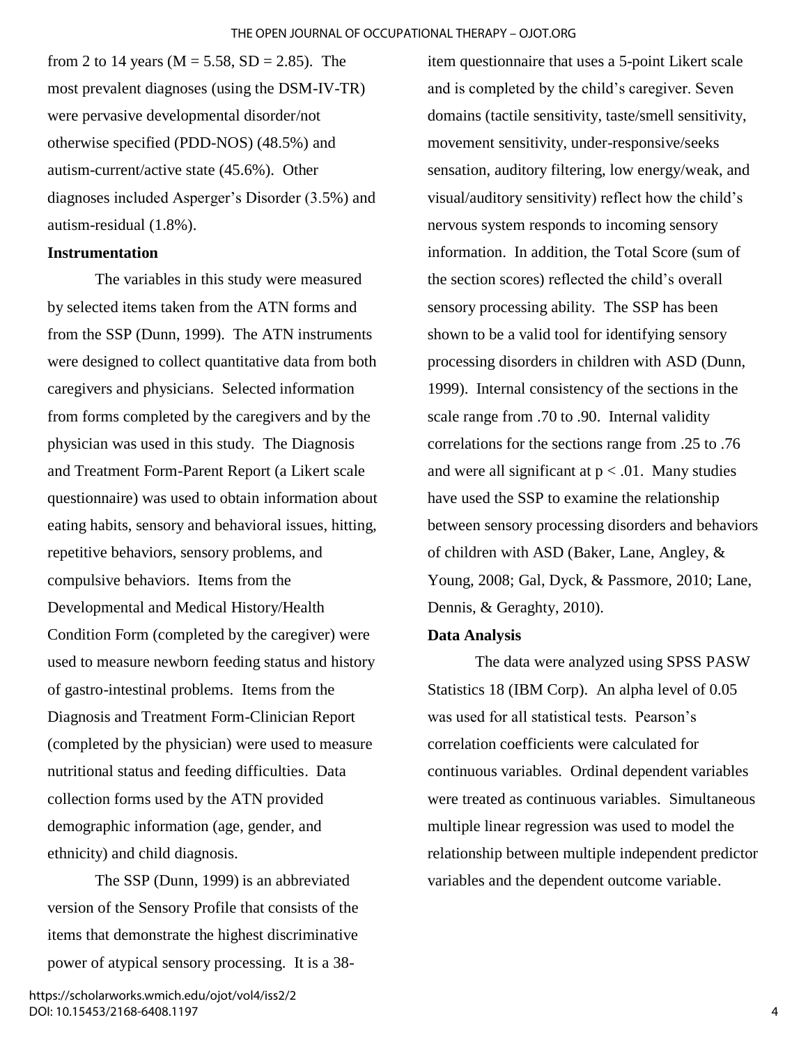from 2 to 14 years ($M = 5.58$, $SD = 2.85$). The most prevalent diagnoses (using the DSM-IV-TR) were pervasive developmental disorder/not otherwise specified (PDD-NOS) (48.5%) and autism-current/active state (45.6%). Other diagnoses included Asperger's Disorder (3.5%) and autism-residual (1.8%).

**Instrumentation**

The variables in this study were measured by selected items taken from the ATN forms and from the SSP (Dunn, 1999). The ATN instruments were designed to collect quantitative data from both caregivers and physicians. Selected information from forms completed by the caregivers and by the physician was used in this study. The Diagnosis and Treatment Form-Parent Report (a Likert scale questionnaire) was used to obtain information about eating habits, sensory and behavioral issues, hitting, repetitive behaviors, sensory problems, and compulsive behaviors. Items from the Developmental and Medical History/Health Condition Form (completed by the caregiver) were used to measure newborn feeding status and history of gastro-intestinal problems. Items from the Diagnosis and Treatment Form-Clinician Report (completed by the physician) were used to measure nutritional status and feeding difficulties. Data collection forms used by the ATN provided demographic information (age, gender, and ethnicity) and child diagnosis.

The SSP (Dunn, 1999) is an abbreviated version of the Sensory Profile that consists of the items that demonstrate the highest discriminative power of atypical sensory processing. It is a 38-item questionnaire that uses a 5-point Likert scale and is completed by the child's caregiver. Seven domains (tactile sensitivity, taste/smell sensitivity, movement sensitivity, under-responsive/seeks sensation, auditory filtering, low energy/weak, and visual/auditory sensitivity) reflect how the child's nervous system responds to incoming sensory information. In addition, the Total Score (sum of the section scores) reflected the child's overall sensory processing ability. The SSP has been shown to be a valid tool for identifying sensory processing disorders in children with ASD (Dunn, 1999). Internal consistency of the sections in the scale range from .70 to .90. Internal validity correlations for the sections range from .25 to .76 and were all significant at $p < .01$. Many studies have used the SSP to examine the relationship between sensory processing disorders and behaviors of children with ASD (Baker, Lane, Angley, & Young, 2008; Gal, Dyck, & Passmore, 2010; Lane, Dennis, & Geraghty, 2010).

**Data Analysis**

The data were analyzed using SPSS PASW Statistics 18 (IBM Corp). An alpha level of 0.05 was used for all statistical tests. Pearson's correlation coefficients were calculated for continuous variables. Ordinal dependent variables were treated as continuous variables. Simultaneous multiple linear regression was used to model the relationship between multiple independent predictor variables and the dependent outcome variable.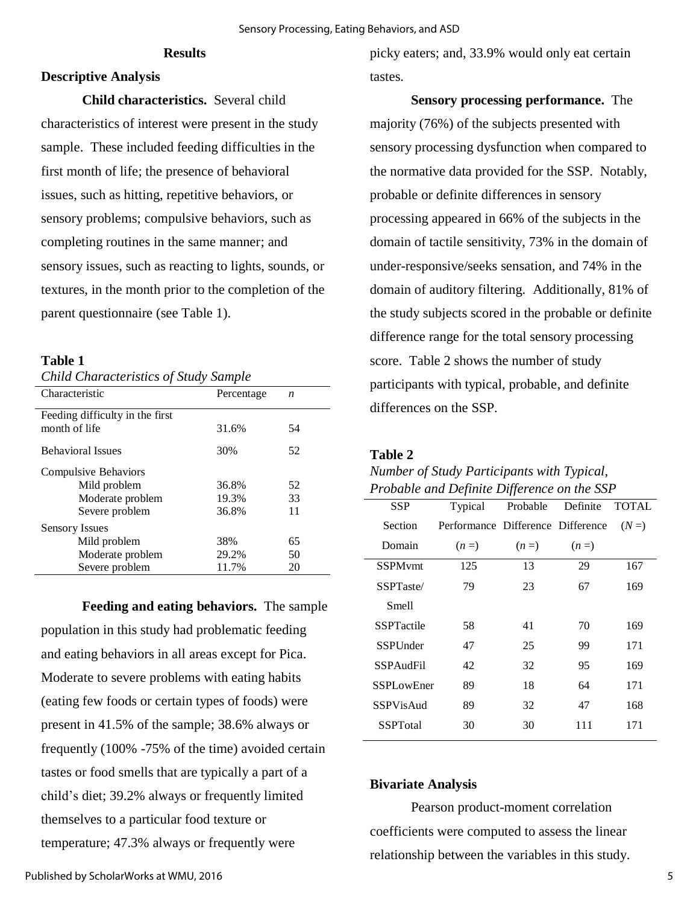## Results

### Descriptive Analysis

**Child characteristics.** Several child characteristics of interest were present in the study sample. These included feeding difficulties in the first month of life; the presence of behavioral issues, such as hitting, repetitive behaviors, or sensory problems; compulsive behaviors, such as completing routines in the same manner; and sensory issues, such as reacting to lights, sounds, or textures, in the month prior to the completion of the parent questionnaire (see Table 1).

**Table 1**

*Child Characteristics of Study Sample*

| Characteristic | Percentage | *n* |
|---|---|---|
| Feeding difficulty in the first month of life | 31.6% | 54 |
| Behavioral Issues | 30% | 52 |
| Compulsive Behaviors | | |
| Mild problem | 36.8% | 52 |
| Moderate problem | 19.3% | 33 |
| Severe problem | 36.8% | 11 |
| Sensory Issues | | |
| Mild problem | 38% | 65 |
| Moderate problem | 29.2% | 50 |
| Severe problem | 11.7% | 20 |

**Feeding and eating behaviors.** The sample population in this study had problematic feeding and eating behaviors in all areas except for Pica. Moderate to severe problems with eating habits (eating few foods or certain types of foods) were present in 41.5% of the sample; 38.6% always or frequently (100% -75% of the time) avoided certain tastes or food smells that are typically a part of a child's diet; 39.2% always or frequently limited themselves to a particular food texture or temperature; 47.3% always or frequently were picky eaters; and, 33.9% would only eat certain tastes.

**Sensory processing performance.** The majority (76%) of the subjects presented with sensory processing dysfunction when compared to the normative data provided for the SSP. Notably, probable or definite differences in sensory processing appeared in 66% of the subjects in the domain of tactile sensitivity, 73% in the domain of under-responsive/seeks sensation, and 74% in the domain of auditory filtering. Additionally, 81% of the study subjects scored in the probable or definite difference range for the total sensory processing score. Table 2 shows the number of study participants with typical, probable, and definite differences on the SSP.

**Table 2**

*Number of Study Participants with Typical, Probable and Definite Difference on the SSP*

| SSP Section Domain | Typical Performance (*n* =) | Probable Difference (*n* =) | Definite Difference (*n* =) | TOTAL (*N* =) |
|---|---|---|---|---|
| SSPMvmt | 125 | 13 | 29 | 167 |
| SSPTaste/ Smell | 79 | 23 | 67 | 169 |
| SSPTactile | 58 | 41 | 70 | 169 |
| SSPUnder | 47 | 25 | 99 | 171 |
| SSPAudFil | 42 | 32 | 95 | 169 |
| SSPLowEner | 89 | 18 | 64 | 171 |
| SSPVisAud | 89 | 32 | 47 | 168 |
| SSPTotal | 30 | 30 | 111 | 171 |

### Bivariate Analysis

Pearson product-moment correlation coefficients were computed to assess the linear relationship between the variables in this study.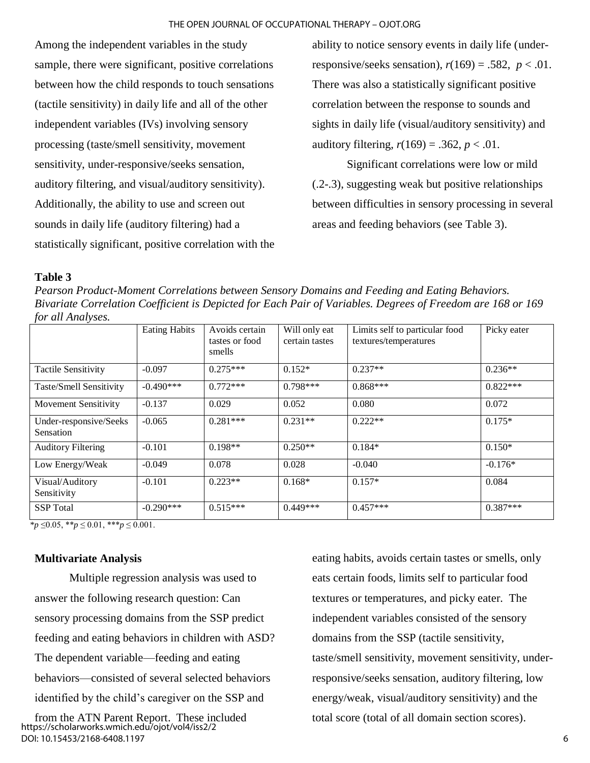Among the independent variables in the study sample, there were significant, positive correlations between how the child responds to touch sensations (tactile sensitivity) in daily life and all of the other independent variables (IVs) involving sensory processing (taste/smell sensitivity, movement sensitivity, under-responsive/seeks sensation, auditory filtering, and visual/auditory sensitivity). Additionally, the ability to use and screen out sounds in daily life (auditory filtering) had a statistically significant, positive correlation with the ability to notice sensory events in daily life (under-responsive/seeks sensation), $r(169) = .582$, $p < .01$. There was also a statistically significant positive correlation between the response to sounds and sights in daily life (visual/auditory sensitivity) and auditory filtering, $r(169) = .362$, $p < .01$.

Significant correlations were low or mild (.2-.3), suggesting weak but positive relationships between difficulties in sensory processing in several areas and feeding behaviors (see Table 3).

**Table 3**

*Pearson Product-Moment Correlations between Sensory Domains and Feeding and Eating Behaviors. Bivariate Correlation Coefficient is Depicted for Each Pair of Variables. Degrees of Freedom are 168 or 169 for all Analyses.*

| | Eating Habits | Avoids certain tastes or food smells | Will only eat certain tastes | Limits self to particular food textures/temperatures | Picky eater |
|---|---|---|---|---|---|
| Tactile Sensitivity | -0.097 | 0.275*** | 0.152* | 0.237** | 0.236** |
| Taste/Smell Sensitivity | -0.490*** | 0.772*** | 0.798*** | 0.868*** | 0.822*** |
| Movement Sensitivity | -0.137 | 0.029 | 0.052 | 0.080 | 0.072 |
| Under-responsive/Seeks Sensation | -0.065 | 0.281*** | 0.231** | 0.222** | 0.175* |
| Auditory Filtering | -0.101 | 0.198** | 0.250** | 0.184* | 0.150* |
| Low Energy/Weak | -0.049 | 0.078 | 0.028 | -0.040 | -0.176* |
| Visual/Auditory Sensitivity | -0.101 | 0.223** | 0.168* | 0.157* | 0.084 |
| SSP Total | -0.290*** | 0.515*** | 0.449*** | 0.457*** | 0.387*** |

*$p \leq 0.05$, **$p \leq 0.01$, ***$p \leq 0.001$.

## Multivariate Analysis

Multiple regression analysis was used to answer the following research question: Can sensory processing domains from the SSP predict feeding and eating behaviors in children with ASD? The dependent variable—feeding and eating behaviors—consisted of several selected behaviors identified by the child's caregiver on the SSP and from the ATN Parent Report. These included eating habits, avoids certain tastes or smells, only eats certain foods, limits self to particular food textures or temperatures, and picky eater. The independent variables consisted of the sensory domains from the SSP (tactile sensitivity, taste/smell sensitivity, movement sensitivity, under-responsive/seeks sensation, auditory filtering, low energy/weak, visual/auditory sensitivity) and the total score (total of all domain section scores).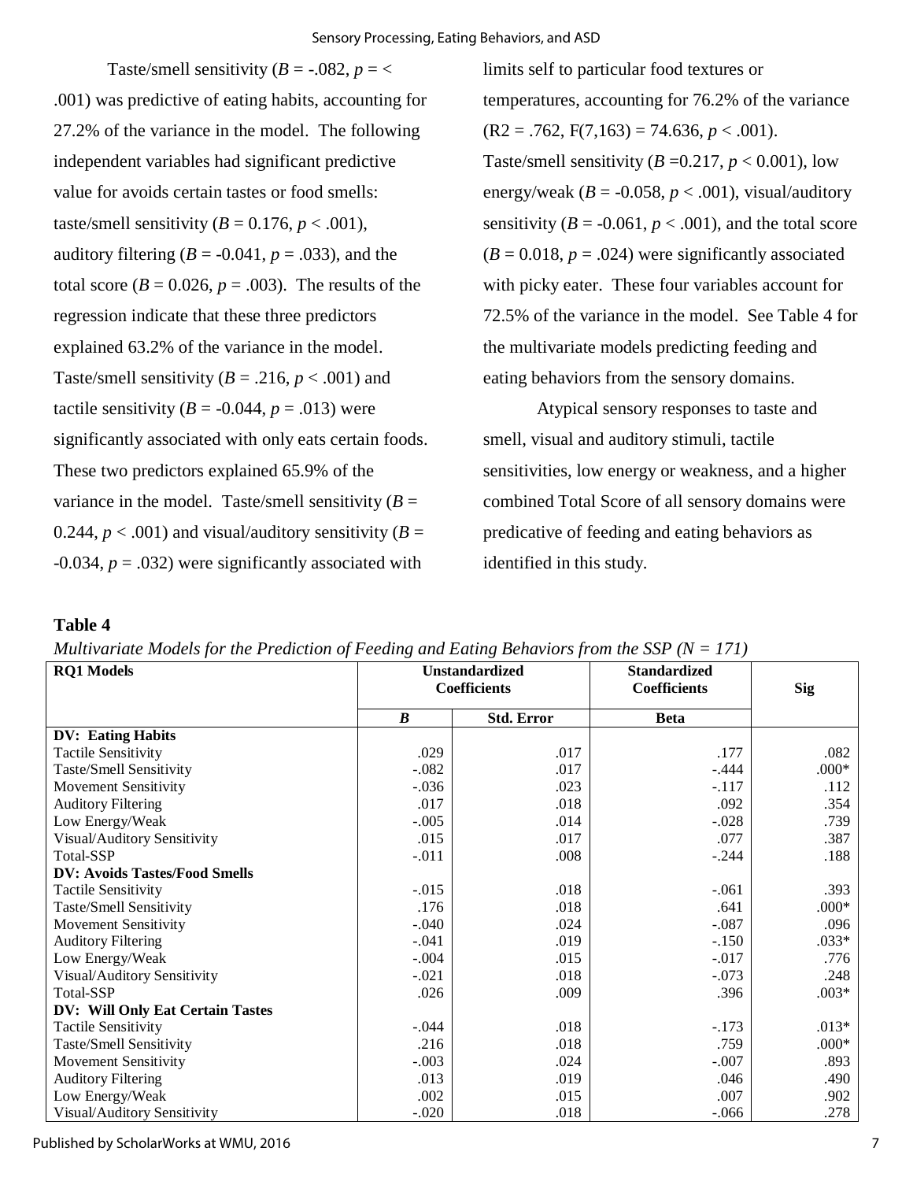Taste/smell sensitivity ($B$ = -.082, $p$ = < .001) was predictive of eating habits, accounting for 27.2% of the variance in the model. The following independent variables had significant predictive value for avoids certain tastes or food smells: taste/smell sensitivity ($B$ = 0.176, $p$ < .001), auditory filtering ($B$ = -0.041, $p$ = .033), and the total score ($B$ = 0.026, $p$ = .003). The results of the regression indicate that these three predictors explained 63.2% of the variance in the model. Taste/smell sensitivity ($B$ = .216, $p$ < .001) and tactile sensitivity ($B$ = -0.044, $p$ = .013) were significantly associated with only eats certain foods. These two predictors explained 65.9% of the variance in the model. Taste/smell sensitivity ($B$ = 0.244, $p$ < .001) and visual/auditory sensitivity ($B$ = -0.034, $p$ = .032) were significantly associated with limits self to particular food textures or temperatures, accounting for 76.2% of the variance ($R^2$ = .762, $F(7,163)$ = 74.636, $p$ < .001). Taste/smell sensitivity ($B$ =0.217, $p$ < 0.001), low energy/weak ($B$ = -0.058, $p$ < .001), visual/auditory sensitivity ($B$ = -0.061, $p$ < .001), and the total score ($B$ = 0.018, $p$ = .024) were significantly associated with picky eater. These four variables account for 72.5% of the variance in the model. See Table 4 for the multivariate models predicting feeding and eating behaviors from the sensory domains.

Atypical sensory responses to taste and smell, visual and auditory stimuli, tactile sensitivities, low energy or weakness, and a higher combined Total Score of all sensory domains were predicative of feeding and eating behaviors as identified in this study.

**Table 4**

*Multivariate Models for the Prediction of Feeding and Eating Behaviors from the SSP (N = 171)*

| RQ1 Models | Unstandardized Coefficients | | Standardized Coefficients | Sig |
|---|---|---|---|---|
| | ***B*** | **Std. Error** | **Beta** | |
| **DV: Eating Habits** | | | | |
| Tactile Sensitivity | .029 | .017 | .177 | .082 |
| Taste/Smell Sensitivity | -.082 | .017 | -.444 | .000* |
| Movement Sensitivity | -.036 | .023 | -.117 | .112 |
| Auditory Filtering | .017 | .018 | .092 | .354 |
| Low Energy/Weak | -.005 | .014 | -.028 | .739 |
| Visual/Auditory Sensitivity | .015 | .017 | .077 | .387 |
| Total-SSP | -.011 | .008 | -.244 | .188 |
| **DV: Avoids Tastes/Food Smells** | | | | |
| Tactile Sensitivity | -.015 | .018 | -.061 | .393 |
| Taste/Smell Sensitivity | .176 | .018 | .641 | .000* |
| Movement Sensitivity | -.040 | .024 | -.087 | .096 |
| Auditory Filtering | -.041 | .019 | -.150 | .033* |
| Low Energy/Weak | -.004 | .015 | -.017 | .776 |
| Visual/Auditory Sensitivity | -.021 | .018 | -.073 | .248 |
| Total-SSP | .026 | .009 | .396 | .003* |
| **DV: Will Only Eat Certain Tastes** | | | | |
| Tactile Sensitivity | -.044 | .018 | -.173 | .013* |
| Taste/Smell Sensitivity | .216 | .018 | .759 | .000* |
| Movement Sensitivity | -.003 | .024 | -.007 | .893 |
| Auditory Filtering | .013 | .019 | .046 | .490 |
| Low Energy/Weak | .002 | .015 | .007 | .902 |
| Visual/Auditory Sensitivity | -.020 | .018 | -.066 | .278 |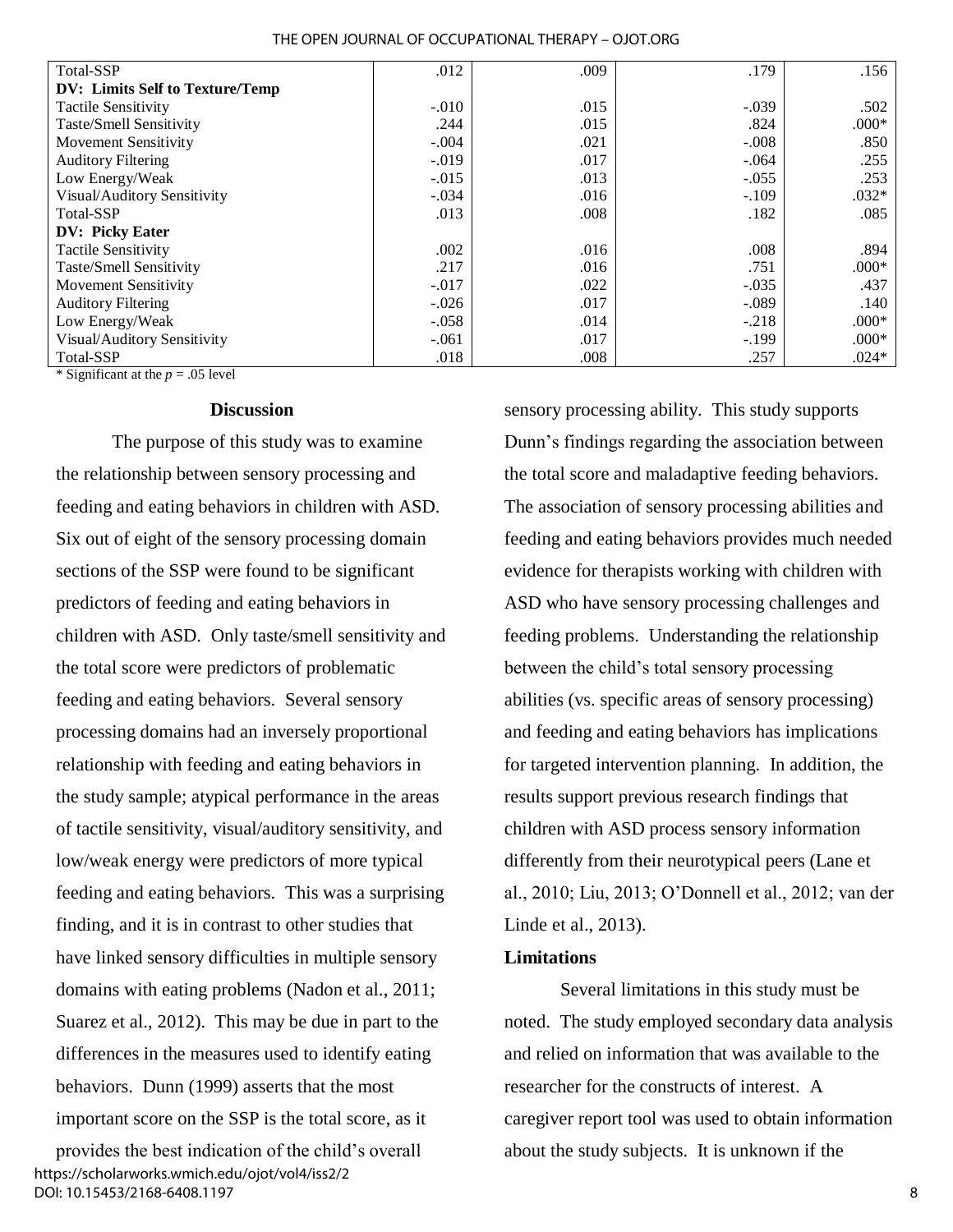| | | | | |
|---|---|---|---|---|
| Total-SSP | .012 | .009 | .179 | .156 |
| **DV: Limits Self to Texture/Temp** | | | | |
| Tactile Sensitivity | -.010 | .015 | -.039 | .502 |
| Taste/Smell Sensitivity | .244 | .015 | .824 | .000* |
| Movement Sensitivity | -.004 | .021 | -.008 | .850 |
| Auditory Filtering | -.019 | .017 | -.064 | .255 |
| Low Energy/Weak | -.015 | .013 | -.055 | .253 |
| Visual/Auditory Sensitivity | -.034 | .016 | -.109 | .032* |
| Total-SSP | .013 | .008 | .182 | .085 |
| **DV: Picky Eater** | | | | |
| Tactile Sensitivity | .002 | .016 | .008 | .894 |
| Taste/Smell Sensitivity | .217 | .016 | .751 | .000* |
| Movement Sensitivity | -.017 | .022 | -.035 | .437 |
| Auditory Filtering | -.026 | .017 | -.089 | .140 |
| Low Energy/Weak | -.058 | .014 | -.218 | .000* |
| Visual/Auditory Sensitivity | -.061 | .017 | -.199 | .000* |
| Total-SSP | .018 | .008 | .257 | .024* |

\* Significant at the $p = .05$ level

## Discussion

The purpose of this study was to examine the relationship between sensory processing and feeding and eating behaviors in children with ASD. Six out of eight of the sensory processing domain sections of the SSP were found to be significant predictors of feeding and eating behaviors in children with ASD. Only taste/smell sensitivity and the total score were predictors of problematic feeding and eating behaviors. Several sensory processing domains had an inversely proportional relationship with feeding and eating behaviors in the study sample; atypical performance in the areas of tactile sensitivity, visual/auditory sensitivity, and low/weak energy were predictors of more typical feeding and eating behaviors. This was a surprising finding, and it is in contrast to other studies that have linked sensory difficulties in multiple sensory domains with eating problems (Nadon et al., 2011; Suarez et al., 2012). This may be due in part to the differences in the measures used to identify eating behaviors. Dunn (1999) asserts that the most important score on the SSP is the total score, as it provides the best indication of the child's overall sensory processing ability. This study supports Dunn's findings regarding the association between the total score and maladaptive feeding behaviors. The association of sensory processing abilities and feeding and eating behaviors provides much needed evidence for therapists working with children with ASD who have sensory processing challenges and feeding problems. Understanding the relationship between the child's total sensory processing abilities (vs. specific areas of sensory processing) and feeding and eating behaviors has implications for targeted intervention planning. In addition, the results support previous research findings that children with ASD process sensory information differently from their neurotypical peers (Lane et al., 2010; Liu, 2013; O'Donnell et al., 2012; van der Linde et al., 2013).

### Limitations

Several limitations in this study must be noted. The study employed secondary data analysis and relied on information that was available to the researcher for the constructs of interest. A caregiver report tool was used to obtain information about the study subjects. It is unknown if the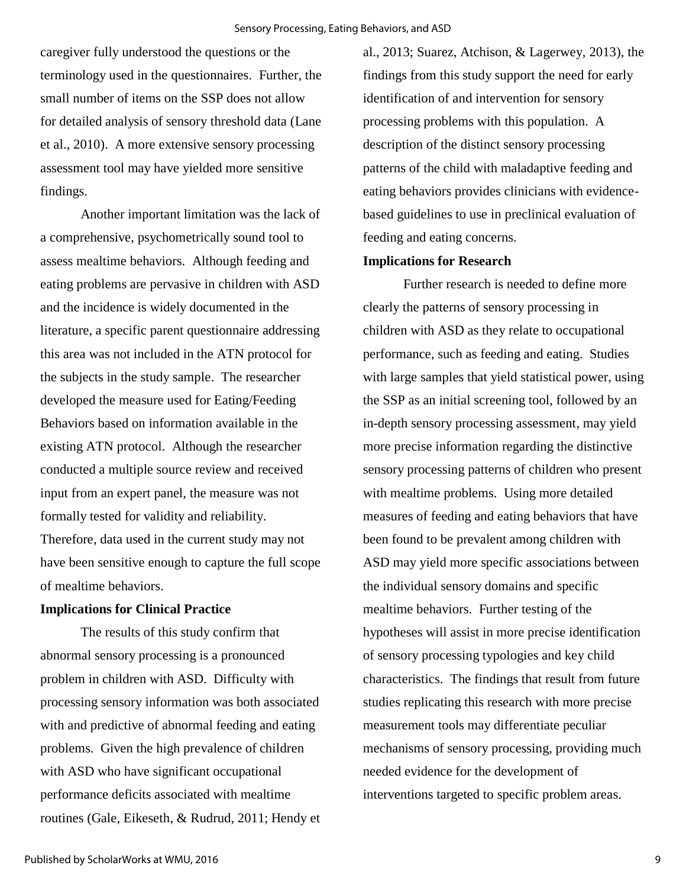caregiver fully understood the questions or the terminology used in the questionnaires. Further, the small number of items on the SSP does not allow for detailed analysis of sensory threshold data (Lane et al., 2010). A more extensive sensory processing assessment tool may have yielded more sensitive findings.

Another important limitation was the lack of a comprehensive, psychometrically sound tool to assess mealtime behaviors. Although feeding and eating problems are pervasive in children with ASD and the incidence is widely documented in the literature, a specific parent questionnaire addressing this area was not included in the ATN protocol for the subjects in the study sample. The researcher developed the measure used for Eating/Feeding Behaviors based on information available in the existing ATN protocol. Although the researcher conducted a multiple source review and received input from an expert panel, the measure was not formally tested for validity and reliability. Therefore, data used in the current study may not have been sensitive enough to capture the full scope of mealtime behaviors.

**Implications for Clinical Practice**

The results of this study confirm that abnormal sensory processing is a pronounced problem in children with ASD. Difficulty with processing sensory information was both associated with and predictive of abnormal feeding and eating problems. Given the high prevalence of children with ASD who have significant occupational performance deficits associated with mealtime routines (Gale, Eikeseth, & Rudrud, 2011; Hendy et al., 2013; Suarez, Atchison, & Lagerwey, 2013), the findings from this study support the need for early identification of and intervention for sensory processing problems with this population. A description of the distinct sensory processing patterns of the child with maladaptive feeding and eating behaviors provides clinicians with evidence-based guidelines to use in preclinical evaluation of feeding and eating concerns.

**Implications for Research**

Further research is needed to define more clearly the patterns of sensory processing in children with ASD as they relate to occupational performance, such as feeding and eating. Studies with large samples that yield statistical power, using the SSP as an initial screening tool, followed by an in-depth sensory processing assessment, may yield more precise information regarding the distinctive sensory processing patterns of children who present with mealtime problems. Using more detailed measures of feeding and eating behaviors that have been found to be prevalent among children with ASD may yield more specific associations between the individual sensory domains and specific mealtime behaviors. Further testing of the hypotheses will assist in more precise identification of sensory processing typologies and key child characteristics. The findings that result from future studies replicating this research with more precise measurement tools may differentiate peculiar mechanisms of sensory processing, providing much needed evidence for the development of interventions targeted to specific problem areas.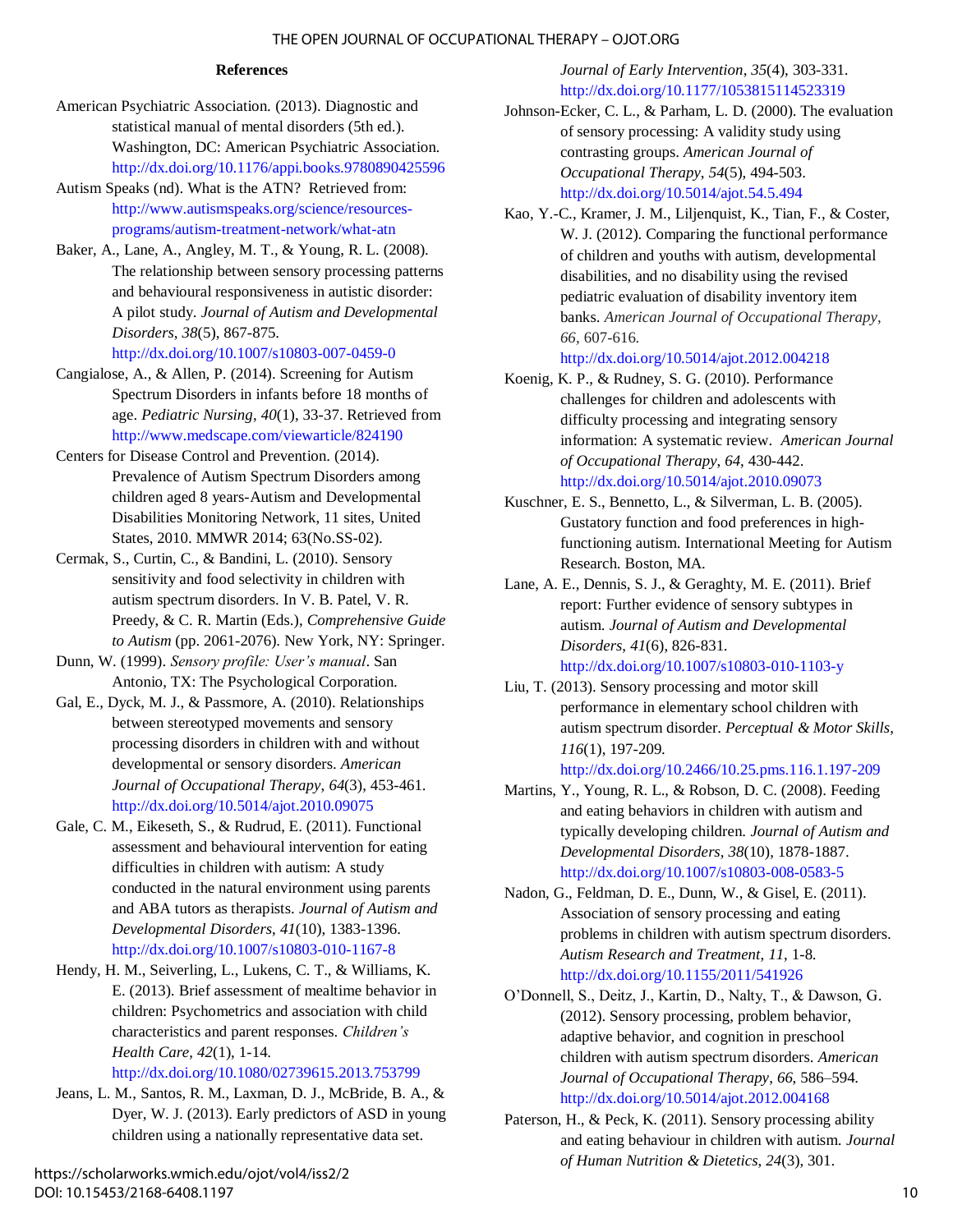## References

American Psychiatric Association. (2013). Diagnostic and statistical manual of mental disorders (5th ed.). Washington, DC: American Psychiatric Association. http://dx.doi.org/10.1176/appi.books.9780890425596

Autism Speaks (nd). What is the ATN? Retrieved from: http://www.autismspeaks.org/science/resources-programs/autism-treatment-network/what-atn

Baker, A., Lane, A., Angley, M. T., & Young, R. L. (2008). The relationship between sensory processing patterns and behavioural responsiveness in autistic disorder: A pilot study. *Journal of Autism and Developmental Disorders*, *38*(5), 867-875. http://dx.doi.org/10.1007/s10803-007-0459-0

Cangialose, A., & Allen, P. (2014). Screening for Autism Spectrum Disorders in infants before 18 months of age. *Pediatric Nursing*, *40*(1), 33-37. Retrieved from http://www.medscape.com/viewarticle/824190

Centers for Disease Control and Prevention. (2014). Prevalence of Autism Spectrum Disorders among children aged 8 years-Autism and Developmental Disabilities Monitoring Network, 11 sites, United States, 2010. MMWR 2014; 63(No.SS-02).

Cermak, S., Curtin, C., & Bandini, L. (2010). Sensory sensitivity and food selectivity in children with autism spectrum disorders. In V. B. Patel, V. R. Preedy, & C. R. Martin (Eds.), *Comprehensive Guide to Autism* (pp. 2061-2076). New York, NY: Springer.

Dunn, W. (1999). *Sensory profile: User's manual*. San Antonio, TX: The Psychological Corporation.

Gal, E., Dyck, M. J., & Passmore, A. (2010). Relationships between stereotyped movements and sensory processing disorders in children with and without developmental or sensory disorders. *American Journal of Occupational Therapy*, *64*(3), 453-461. http://dx.doi.org/10.5014/ajot.2010.09075

Gale, C. M., Eikeseth, S., & Rudrud, E. (2011). Functional assessment and behavioural intervention for eating difficulties in children with autism: A study conducted in the natural environment using parents and ABA tutors as therapists. *Journal of Autism and Developmental Disorders*, *41*(10), 1383-1396. http://dx.doi.org/10.1007/s10803-010-1167-8

Hendy, H. M., Seiverling, L., Lukens, C. T., & Williams, K. E. (2013). Brief assessment of mealtime behavior in children: Psychometrics and association with child characteristics and parent responses. *Children's Health Care*, *42*(1), 1-14. http://dx.doi.org/10.1080/02739615.2013.753799

Jeans, L. M., Santos, R. M., Laxman, D. J., McBride, B. A., & Dyer, W. J. (2013). Early predictors of ASD in young children using a nationally representative data set. *Journal of Early Intervention*, *35*(4), 303-331. http://dx.doi.org/10.1177/1053815114523319

Johnson-Ecker, C. L., & Parham, L. D. (2000). The evaluation of sensory processing: A validity study using contrasting groups. *American Journal of Occupational Therapy*, *54*(5), 494-503. http://dx.doi.org/10.5014/ajot.54.5.494

Kao, Y.-C., Kramer, J. M., Liljenquist, K., Tian, F., & Coster, W. J. (2012). Comparing the functional performance of children and youths with autism, developmental disabilities, and no disability using the revised pediatric evaluation of disability inventory item banks. *American Journal of Occupational Therapy*, *66*, 607-616. http://dx.doi.org/10.5014/ajot.2012.004218

Koenig, K. P., & Rudney, S. G. (2010). Performance challenges for children and adolescents with difficulty processing and integrating sensory information: A systematic review. *American Journal of Occupational Therapy*, *64*, 430-442. http://dx.doi.org/10.5014/ajot.2010.09073

Kuschner, E. S., Bennetto, L., & Silverman, L. B. (2005). Gustatory function and food preferences in high-functioning autism. International Meeting for Autism Research. Boston, MA.

Lane, A. E., Dennis, S. J., & Geraghty, M. E. (2011). Brief report: Further evidence of sensory subtypes in autism. *Journal of Autism and Developmental Disorders*, *41*(6), 826-831. http://dx.doi.org/10.1007/s10803-010-1103-y

Liu, T. (2013). Sensory processing and motor skill performance in elementary school children with autism spectrum disorder. *Perceptual & Motor Skills*, *116*(1), 197-209. http://dx.doi.org/10.2466/10.25.pms.116.1.197-209

Martins, Y., Young, R. L., & Robson, D. C. (2008). Feeding and eating behaviors in children with autism and typically developing children. *Journal of Autism and Developmental Disorders*, *38*(10), 1878-1887. http://dx.doi.org/10.1007/s10803-008-0583-5

Nadon, G., Feldman, D. E., Dunn, W., & Gisel, E. (2011). Association of sensory processing and eating problems in children with autism spectrum disorders. *Autism Research and Treatment*, *11*, 1-8. http://dx.doi.org/10.1155/2011/541926

O'Donnell, S., Deitz, J., Kartin, D., Nalty, T., & Dawson, G. (2012). Sensory processing, problem behavior, adaptive behavior, and cognition in preschool children with autism spectrum disorders. *American Journal of Occupational Therapy*, *66*, 586–594. http://dx.doi.org/10.5014/ajot.2012.004168

Paterson, H., & Peck, K. (2011). Sensory processing ability and eating behaviour in children with autism. *Journal of Human Nutrition & Dietetics*, *24*(3), 301.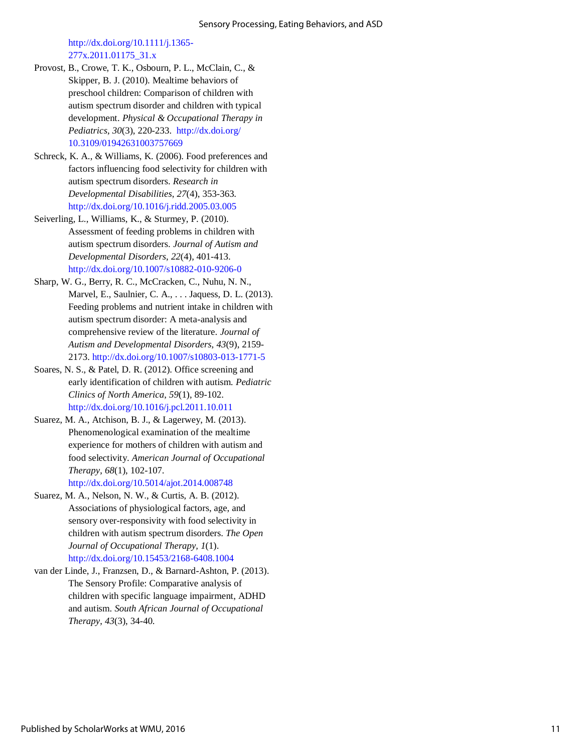http://dx.doi.org/10.1111/j.1365-277x.2011.01175_31.x

Provost, B., Crowe, T. K., Osbourn, P. L., McClain, C., & Skipper, B. J. (2010). Mealtime behaviors of preschool children: Comparison of children with autism spectrum disorder and children with typical development. *Physical & Occupational Therapy in Pediatrics*, *30*(3), 220-233. http://dx.doi.org/10.3109/01942631003757669

Schreck, K. A., & Williams, K. (2006). Food preferences and factors influencing food selectivity for children with autism spectrum disorders. *Research in Developmental Disabilities*, *27*(4), 353-363. http://dx.doi.org/10.1016/j.ridd.2005.03.005

Seiverling, L., Williams, K., & Sturmey, P. (2010). Assessment of feeding problems in children with autism spectrum disorders. *Journal of Autism and Developmental Disorders*, *22*(4), 401-413. http://dx.doi.org/10.1007/s10882-010-9206-0

Sharp, W. G., Berry, R. C., McCracken, C., Nuhu, N. N., Marvel, E., Saulnier, C. A., . . . Jaquess, D. L. (2013). Feeding problems and nutrient intake in children with autism spectrum disorder: A meta-analysis and comprehensive review of the literature. *Journal of Autism and Developmental Disorders*, *43*(9), 2159-2173. http://dx.doi.org/10.1007/s10803-013-1771-5

Soares, N. S., & Patel, D. R. (2012). Office screening and early identification of children with autism. *Pediatric Clinics of North America*, *59*(1), 89-102. http://dx.doi.org/10.1016/j.pcl.2011.10.011

Suarez, M. A., Atchison, B. J., & Lagerwey, M. (2013). Phenomenological examination of the mealtime experience for mothers of children with autism and food selectivity. *American Journal of Occupational Therapy*, *68*(1), 102-107. http://dx.doi.org/10.5014/ajot.2014.008748

Suarez, M. A., Nelson, N. W., & Curtis, A. B. (2012). Associations of physiological factors, age, and sensory over-responsivity with food selectivity in children with autism spectrum disorders. *The Open Journal of Occupational Therapy*, *1*(1). http://dx.doi.org/10.15453/2168-6408.1004

van der Linde, J., Franzsen, D., & Barnard-Ashton, P. (2013). The Sensory Profile: Comparative analysis of children with specific language impairment, ADHD and autism. *South African Journal of Occupational Therapy*, *43*(3), 34-40.